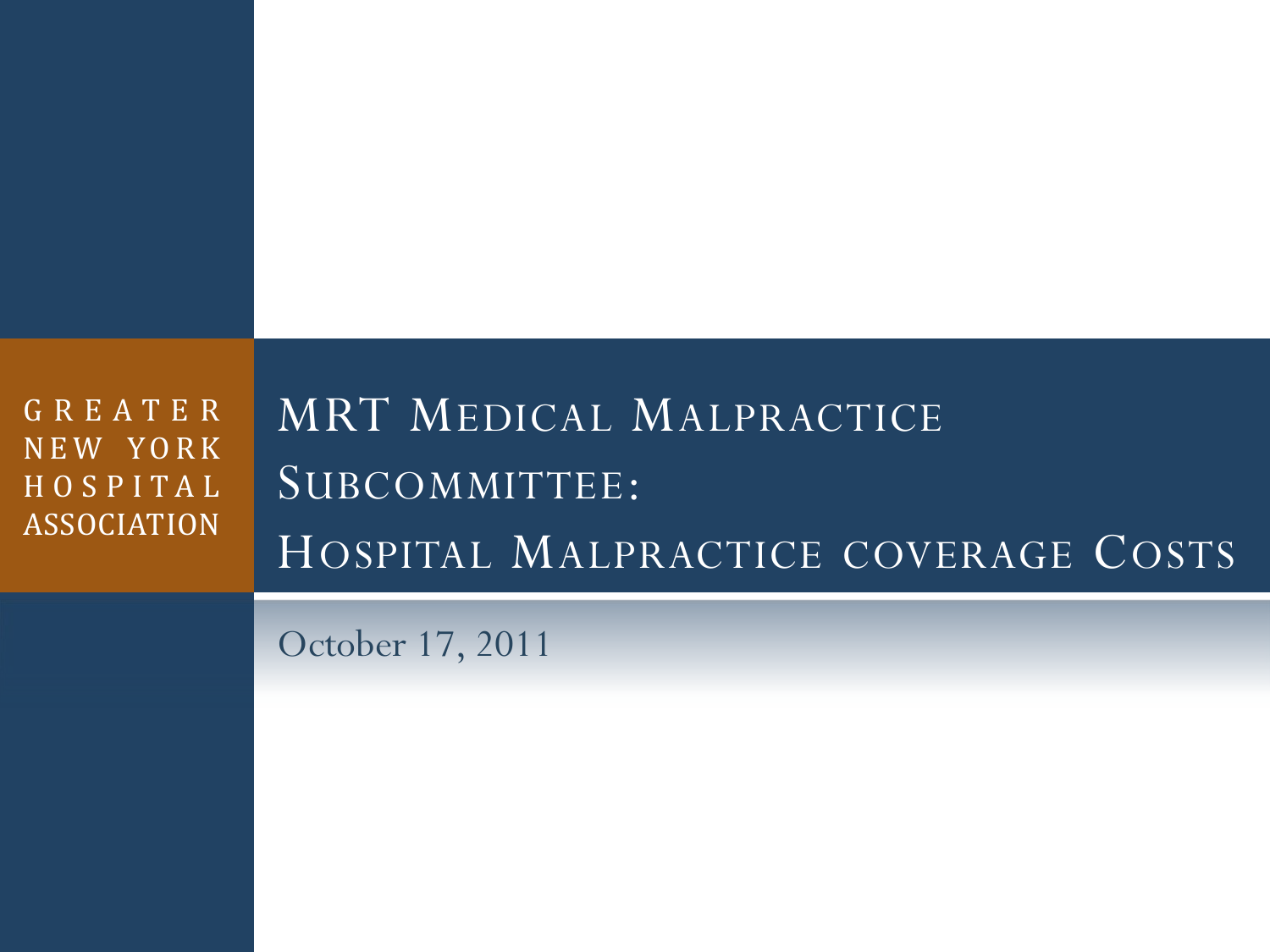GREATER NEW YORK HOSPITAL ASSOCIATION

# MRT Medical Malpractice Subcommittee: Hospital Malpractice coverage Costs

October 17, 2011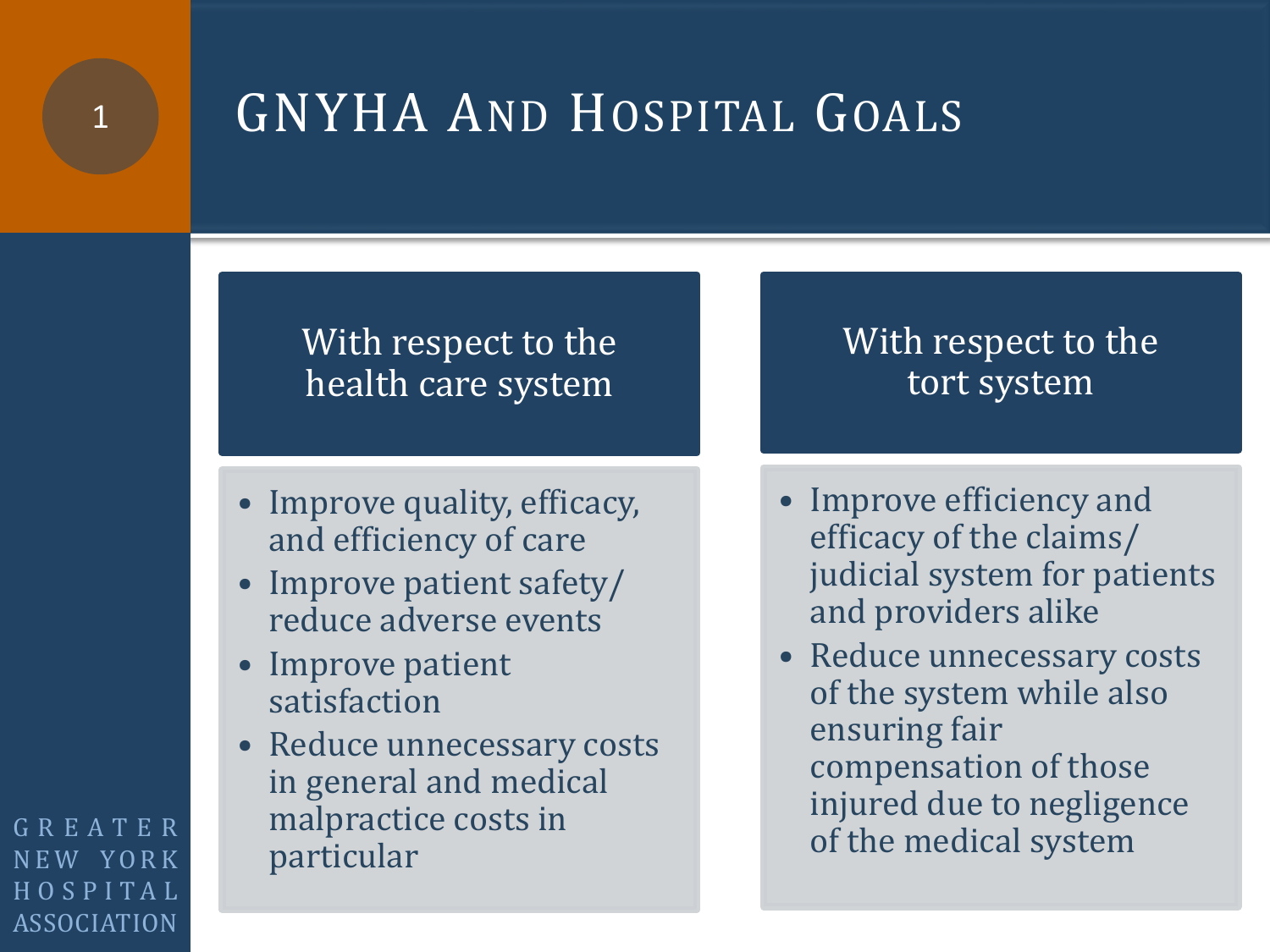# GNYHA And Hospital Goals

## With respect to the health care system

- Improve quality, efficacy, and efficiency of care
- Improve patient safety/ reduce adverse events
- Improve patient satisfaction
- Reduce unnecessary costs in general and medical malpractice costs in particular

## With respect to the tort system

- Improve efficiency and efficacy of the claims/ judicial system for patients and providers alike
- Reduce unnecessary costs of the system while also ensuring fair compensation of those injured due to negligence of the medical system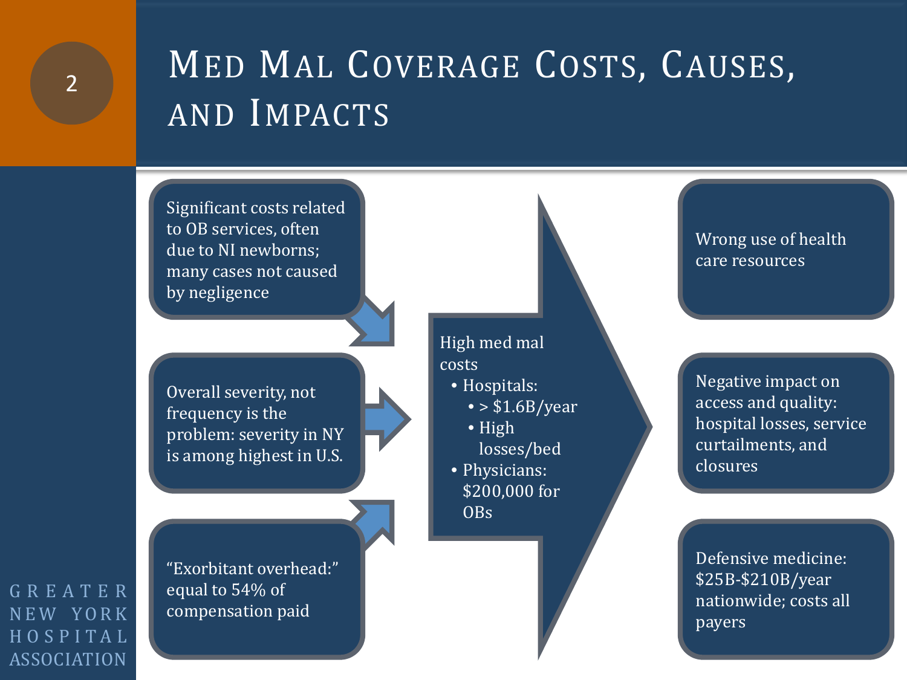# Med Mal Coverage Costs, Causes, and Impacts

Significant costs related to OB services, often due to NI newborns; many cases not caused by negligence

Overall severity, not frequency is the problem: severity in NY is among highest in U.S.

"Exorbitant overhead:" equal to 54% of compensation paid

High med mal costs

- Hospitals:
  - > $1.6B/year
  - High losses/bed
- Physicians: $200,000 for OBs

Wrong use of health care resources

Negative impact on access and quality: hospital losses, service curtailments, and closures

Defensive medicine: $25B-$210B/year nationwide; costs all payers

GREATER NEW YORK HOSPITAL ASSOCIATION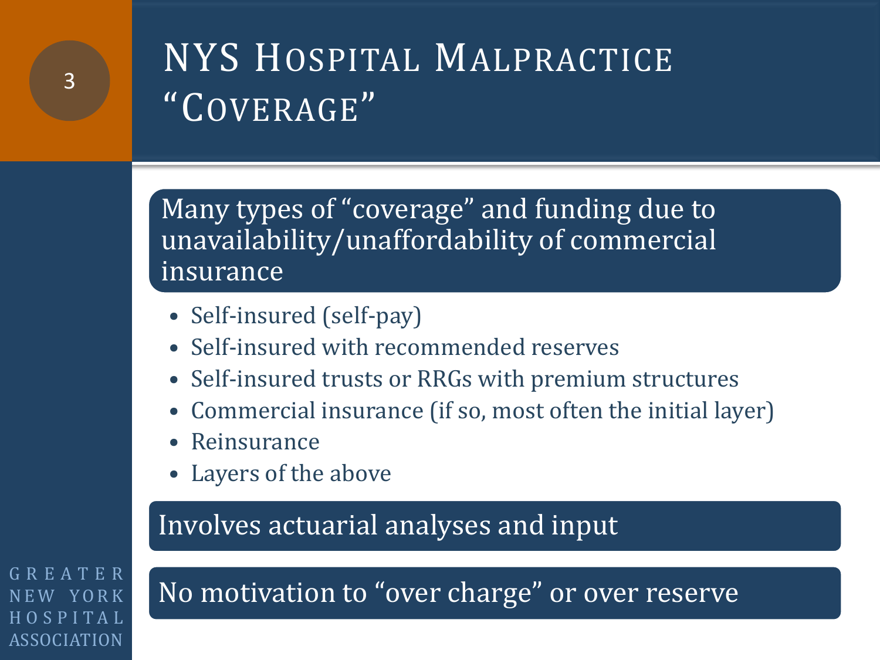# NYS Hospital Malpractice "Coverage"

**Many types of "coverage" and funding due to unavailability/unaffordability of commercial insurance**

- Self-insured (self-pay)
- Self-insured with recommended reserves
- Self-insured trusts or RRGs with premium structures
- Commercial insurance (if so, most often the initial layer)
- Reinsurance
- Layers of the above

**Involves actuarial analyses and input**

**No motivation to "over charge" or over reserve**

GREATER NEW YORK HOSPITAL ASSOCIATION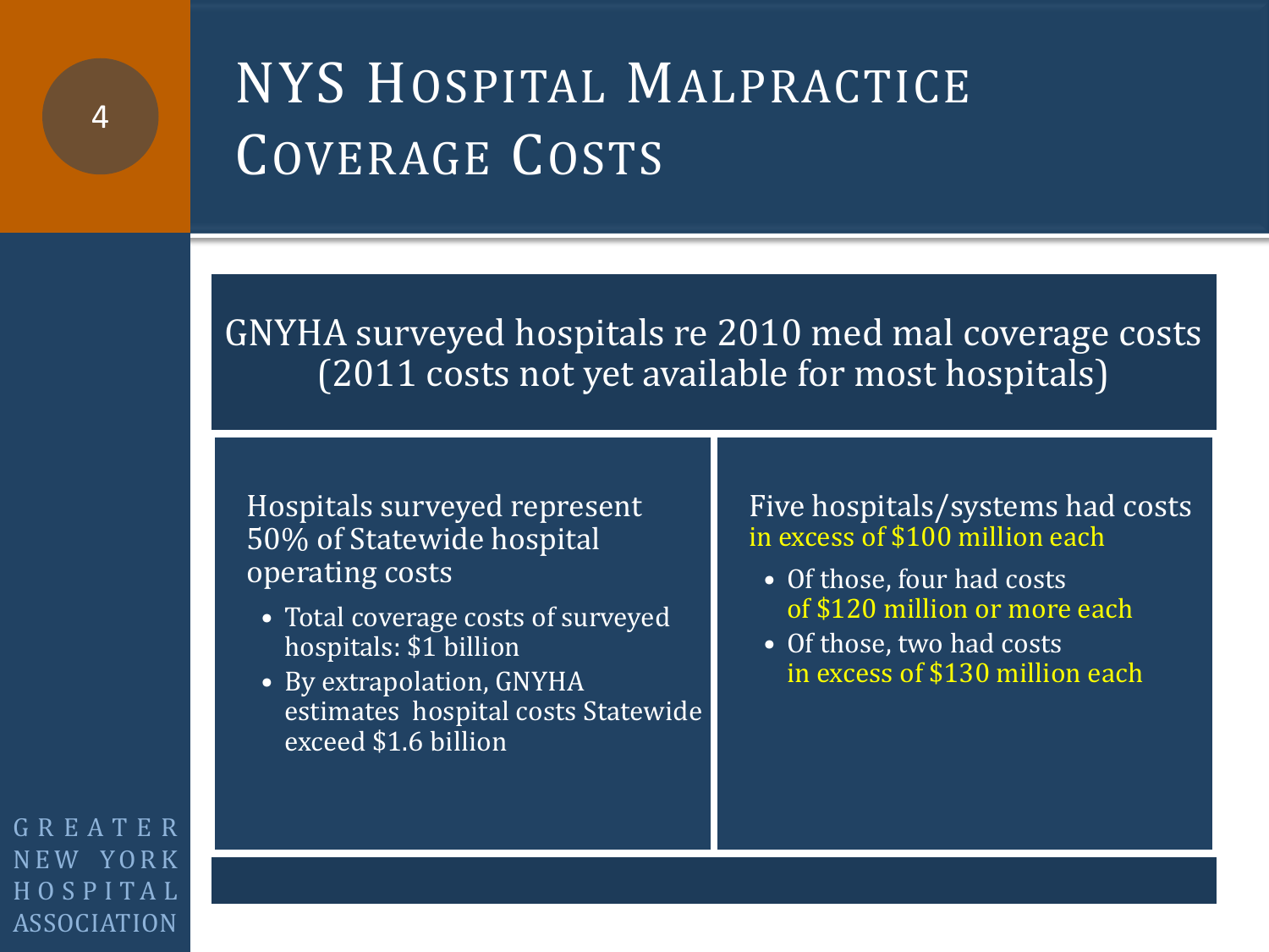# NYS Hospital Malpractice Coverage Costs

GNYHA surveyed hospitals re 2010 med mal coverage costs (2011 costs not yet available for most hospitals)

Hospitals surveyed represent 50% of Statewide hospital operating costs

- Total coverage costs of surveyed hospitals: $1 billion
- By extrapolation, GNYHA estimates hospital costs Statewide exceed $1.6 billion

Five hospitals/systems had costs in excess of $100 million each

- Of those, four had costs of $120 million or more each
- Of those, two had costs in excess of $130 million each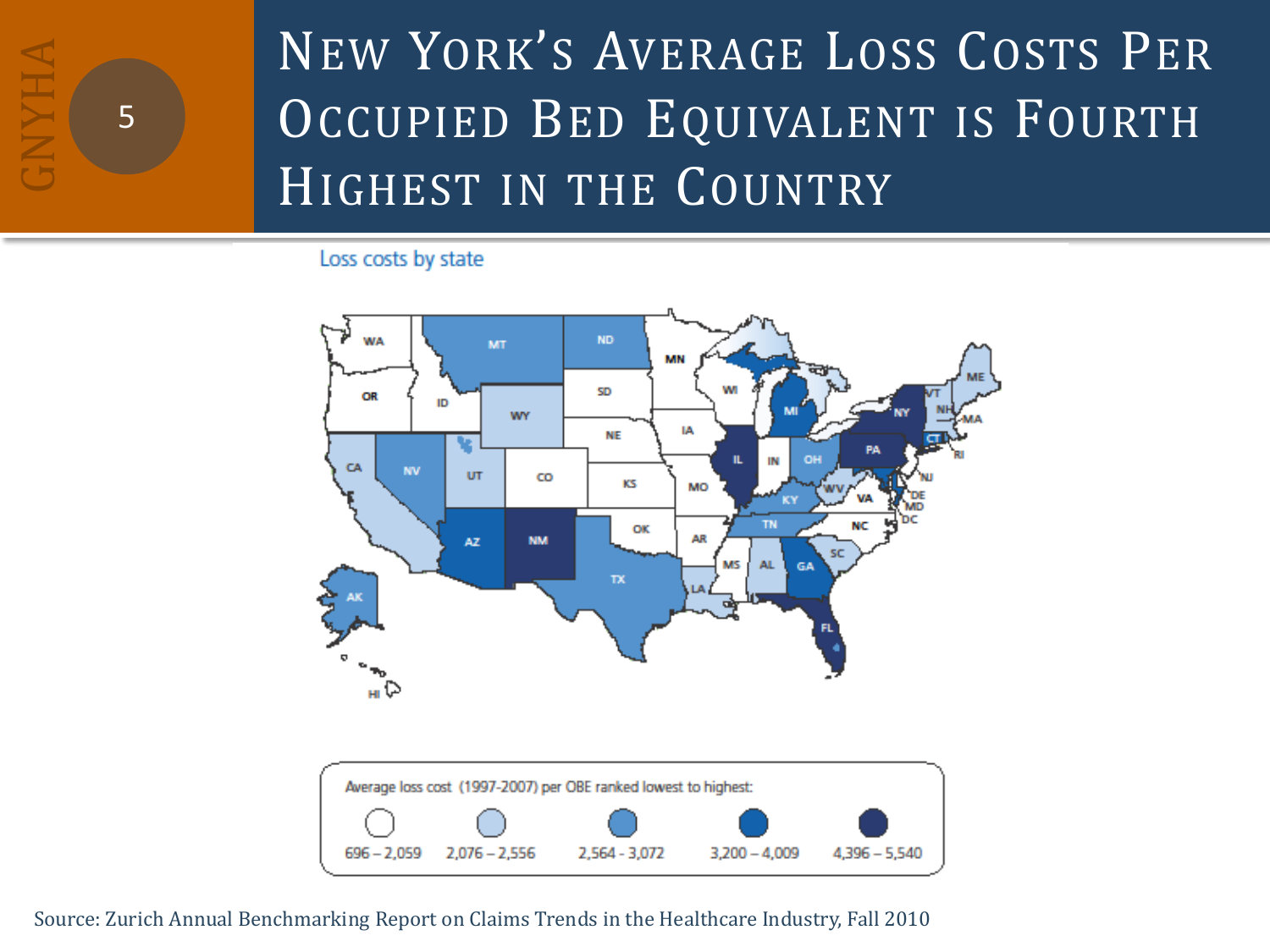# New York's Average Loss Costs Per Occupied Bed Equivalent is Fourth Highest in the Country

Loss costs by state

Average loss cost (1997-2007) per OBE ranked lowest to highest:

696 – 2,059 | 2,076 – 2,556 | 2,564 - 3,072 | 3,200 – 4,009 | 4,396 – 5,540

Source: Zurich Annual Benchmarking Report on Claims Trends in the Healthcare Industry, Fall 2010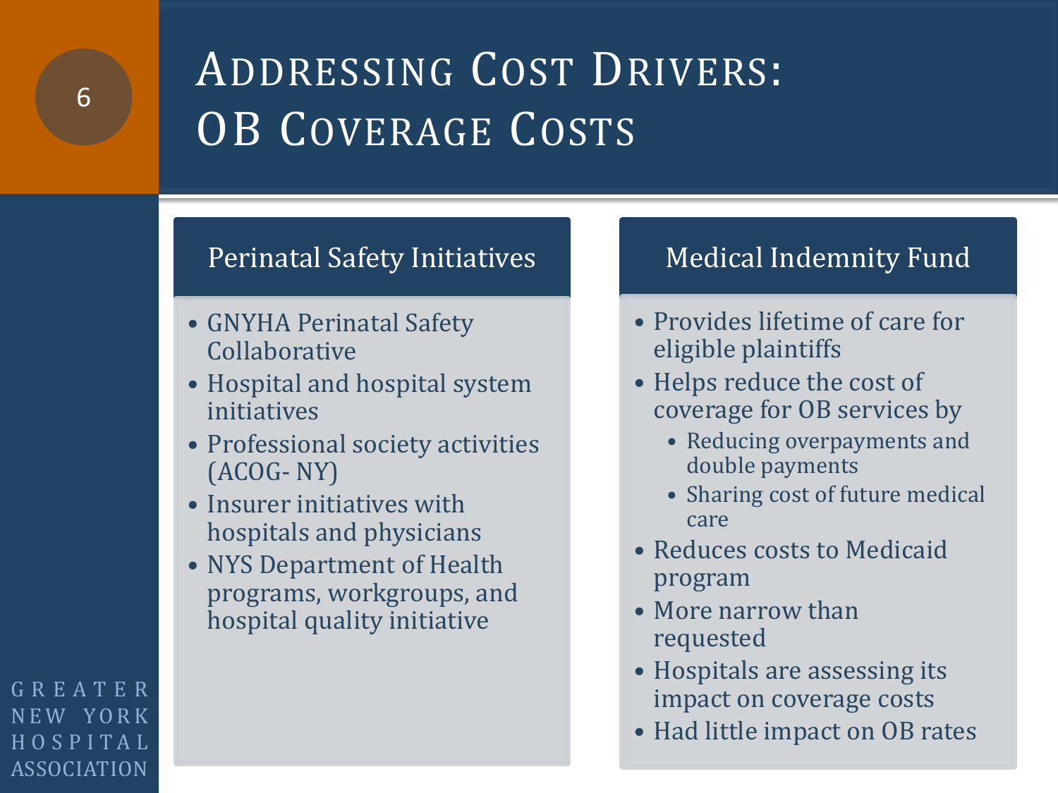# Addressing Cost Drivers: OB Coverage Costs

## Perinatal Safety Initiatives

- GNYHA Perinatal Safety Collaborative
- Hospital and hospital system initiatives
- Professional society activities (ACOG- NY)
- Insurer initiatives with hospitals and physicians
- NYS Department of Health programs, workgroups, and hospital quality initiative

## Medical Indemnity Fund

- Provides lifetime of care for eligible plaintiffs
- Helps reduce the cost of coverage for OB services by
  - Reducing overpayments and double payments
  - Sharing cost of future medical care
- Reduces costs to Medicaid program
- More narrow than requested
- Hospitals are assessing its impact on coverage costs
- Had little impact on OB rates

GREATER NEW YORK HOSPITAL ASSOCIATION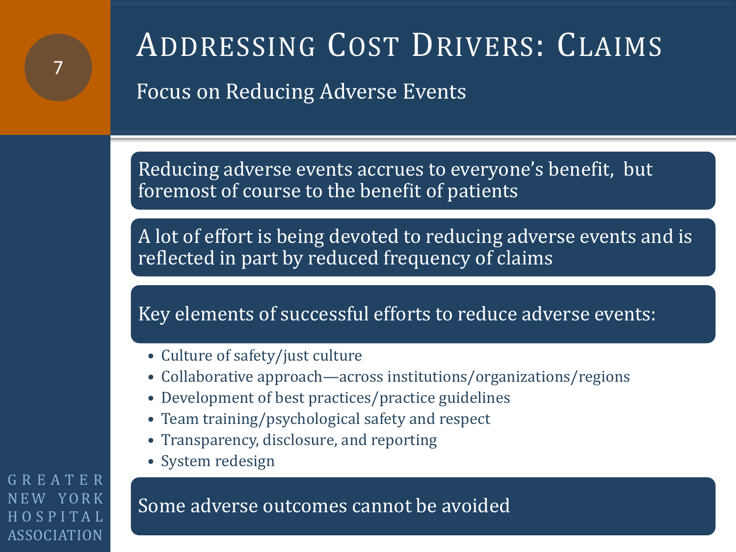# Addressing Cost Drivers: Claims

## Focus on Reducing Adverse Events

Reducing adverse events accrues to everyone's benefit, but foremost of course to the benefit of patients

A lot of effort is being devoted to reducing adverse events and is reflected in part by reduced frequency of claims

Key elements of successful efforts to reduce adverse events:

- Culture of safety/just culture
- Collaborative approach—across institutions/organizations/regions
- Development of best practices/practice guidelines
- Team training/psychological safety and respect
- Transparency, disclosure, and reporting
- System redesign

Some adverse outcomes cannot be avoided

GREATER NEW YORK HOSPITAL ASSOCIATION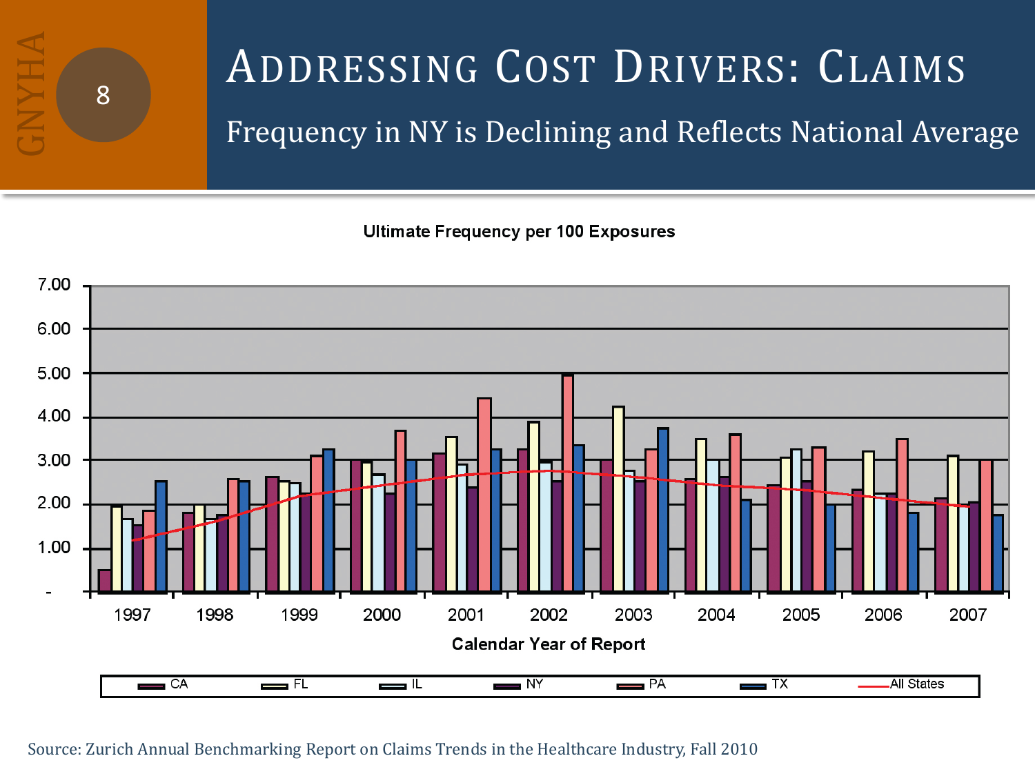# Addressing Cost Drivers: Claims

## Frequency in NY is Declining and Reflects National Average

**Ultimate Frequency per 100 Exposures**

Calendar Year of Report

Legend: CA, FL, IL, NY, PA, TX, All States

Source: Zurich Annual Benchmarking Report on Claims Trends in the Healthcare Industry, Fall 2010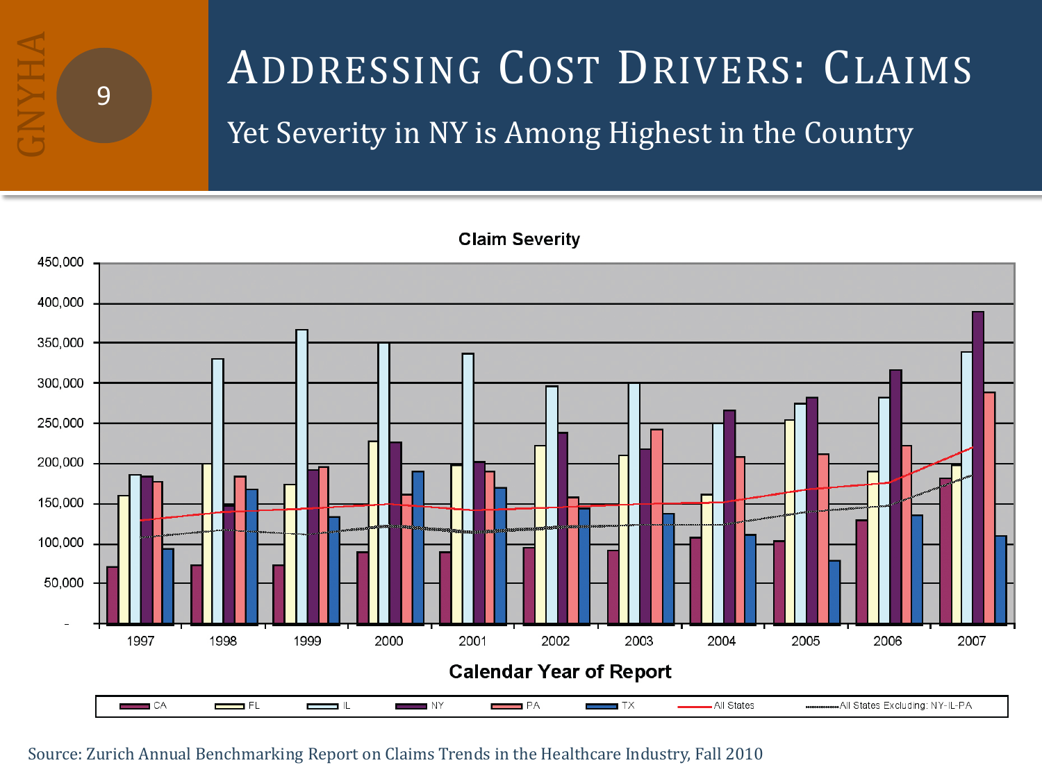# Addressing Cost Drivers: Claims

## Yet Severity in NY is Among Highest in the Country

**Claim Severity**

Source: Zurich Annual Benchmarking Report on Claims Trends in the Healthcare Industry, Fall 2010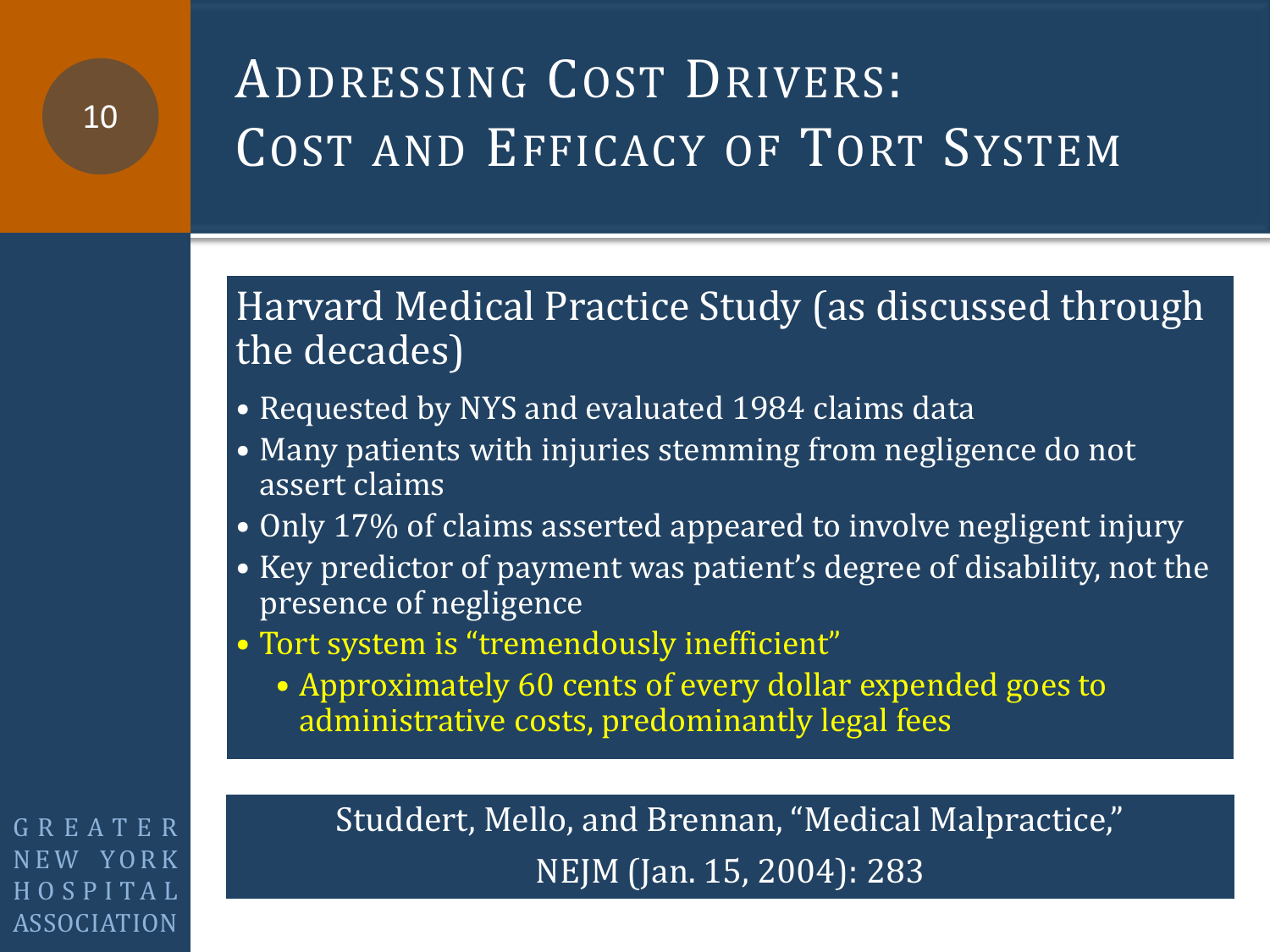# Addressing Cost Drivers: Cost and Efficacy of Tort System

## Harvard Medical Practice Study (as discussed through the decades)

- Requested by NYS and evaluated 1984 claims data
- Many patients with injuries stemming from negligence do not assert claims
- Only 17% of claims asserted appeared to involve negligent injury
- Key predictor of payment was patient's degree of disability, not the presence of negligence
- Tort system is "tremendously inefficient"
  - Approximately 60 cents of every dollar expended goes to administrative costs, predominantly legal fees

Studdert, Mello, and Brennan, "Medical Malpractice," NEJM (Jan. 15, 2004): 283

GREATER NEW YORK HOSPITAL ASSOCIATION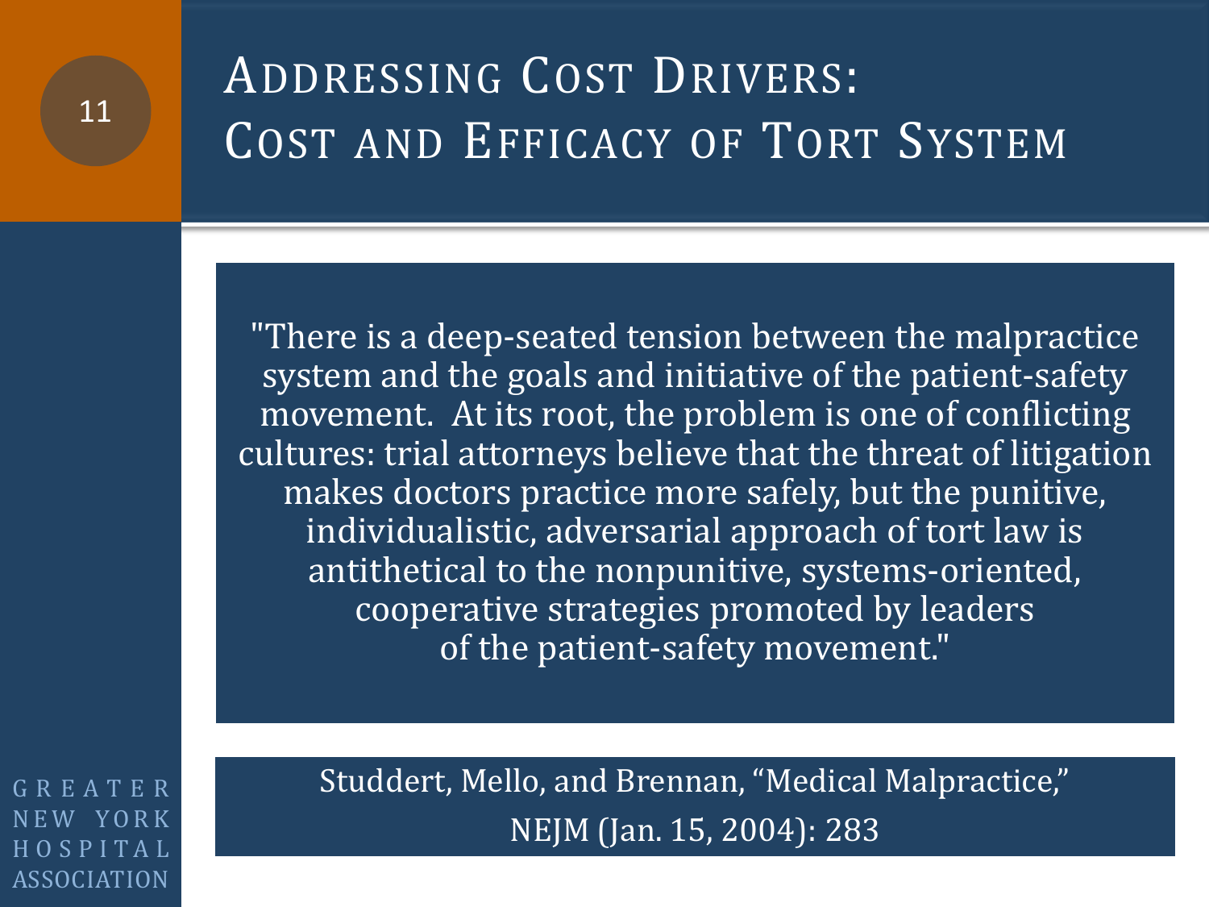# Addressing Cost Drivers: Cost and Efficacy of Tort System

"There is a deep-seated tension between the malpractice system and the goals and initiative of the patient-safety movement. At its root, the problem is one of conflicting cultures: trial attorneys believe that the threat of litigation makes doctors practice more safely, but the punitive, individualistic, adversarial approach of tort law is antithetical to the nonpunitive, systems-oriented, cooperative strategies promoted by leaders of the patient-safety movement."

Studdert, Mello, and Brennan, "Medical Malpractice," NEJM (Jan. 15, 2004): 283

GREATER NEW YORK HOSPITAL ASSOCIATION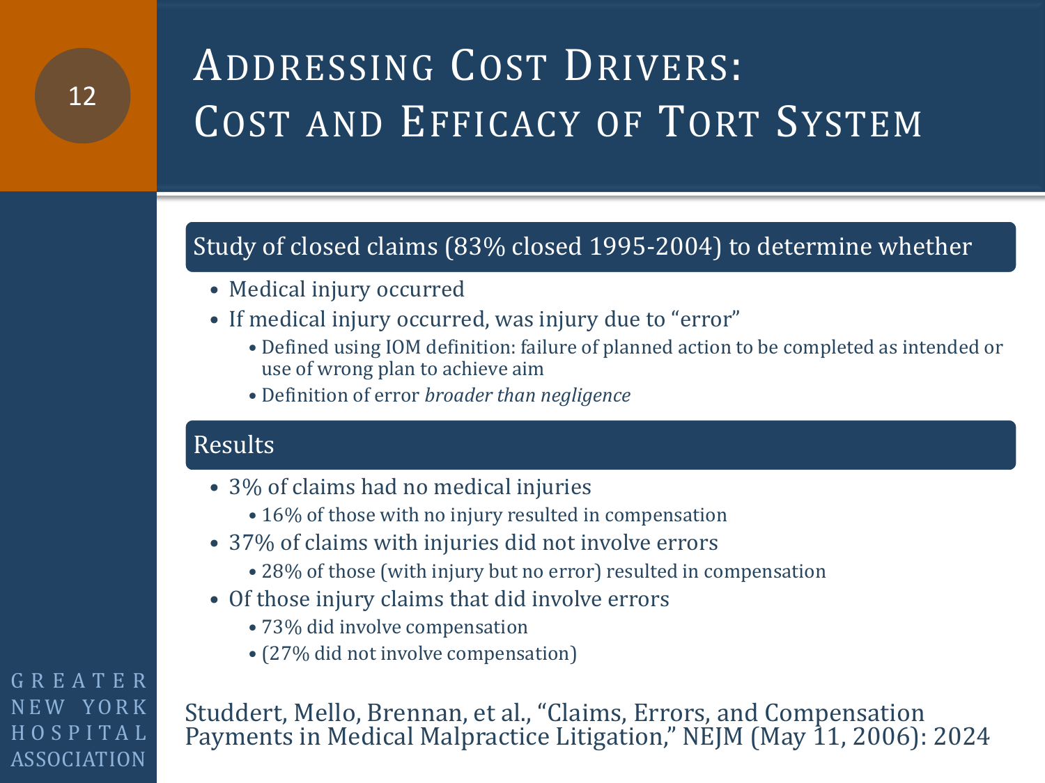# Addressing Cost Drivers: Cost and Efficacy of Tort System

## Study of closed claims (83% closed 1995-2004) to determine whether

- Medical injury occurred
- If medical injury occurred, was injury due to "error"
  - Defined using IOM definition: failure of planned action to be completed as intended or use of wrong plan to achieve aim
  - Definition of error *broader than negligence*

## Results

- 3% of claims had no medical injuries
  - 16% of those with no injury resulted in compensation
- 37% of claims with injuries did not involve errors
  - 28% of those (with injury but no error) resulted in compensation
- Of those injury claims that did involve errors
  - 73% did involve compensation
  - (27% did not involve compensation)

Studdert, Mello, Brennan, et al., "Claims, Errors, and Compensation Payments in Medical Malpractice Litigation," NEJM (May 11, 2006): 2024

GREATER NEW YORK HOSPITAL ASSOCIATION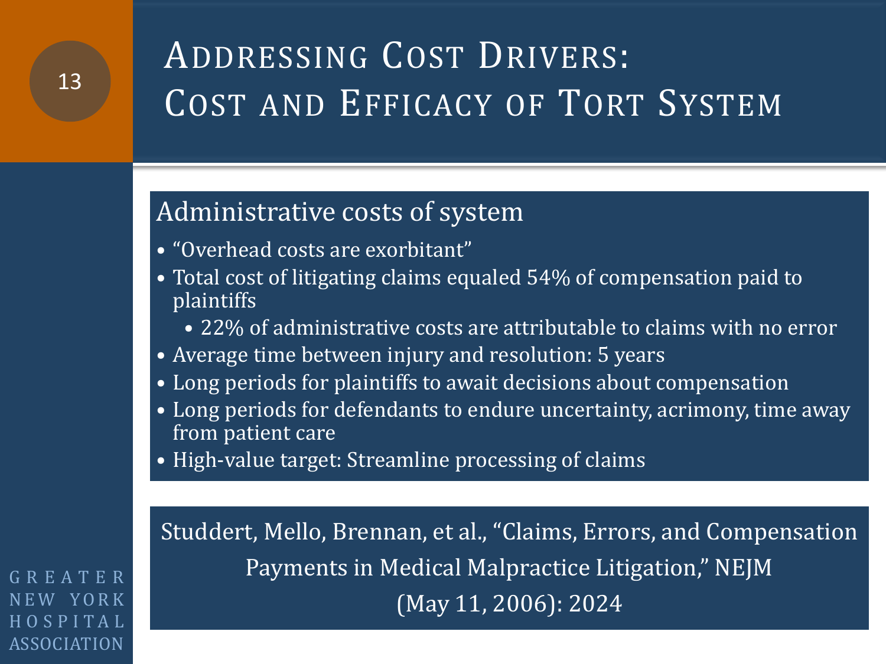# Addressing Cost Drivers: Cost and Efficacy of Tort System

## Administrative costs of system

- "Overhead costs are exorbitant"
- Total cost of litigating claims equaled 54% of compensation paid to plaintiffs
  - 22% of administrative costs are attributable to claims with no error
- Average time between injury and resolution: 5 years
- Long periods for plaintiffs to await decisions about compensation
- Long periods for defendants to endure uncertainty, acrimony, time away from patient care
- High-value target: Streamline processing of claims

Studdert, Mello, Brennan, et al., "Claims, Errors, and Compensation Payments in Medical Malpractice Litigation," NEJM (May 11, 2006): 2024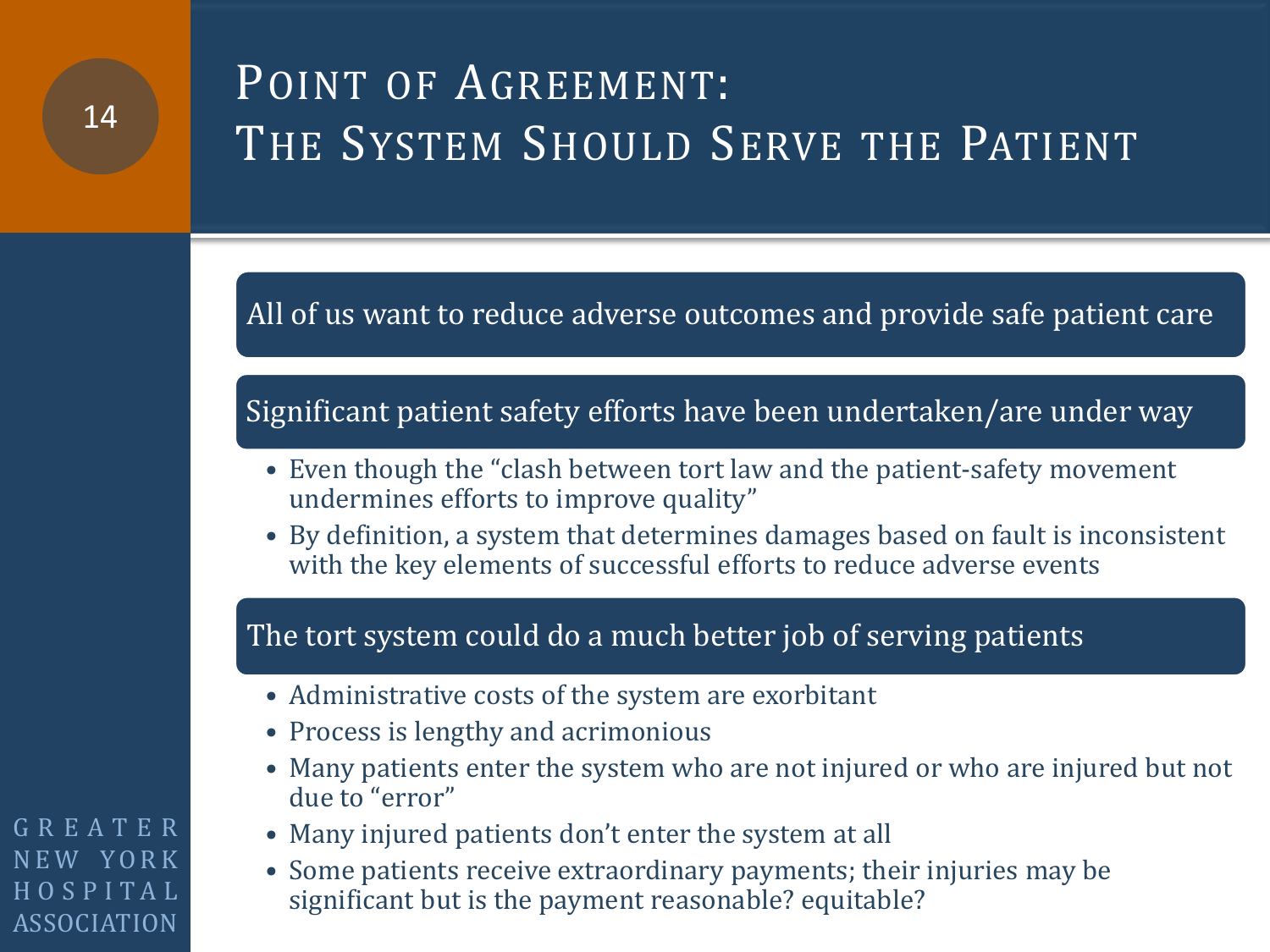# Point of Agreement: The System Should Serve the Patient

## All of us want to reduce adverse outcomes and provide safe patient care

## Significant patient safety efforts have been undertaken/are under way

- Even though the "clash between tort law and the patient-safety movement undermines efforts to improve quality"
- By definition, a system that determines damages based on fault is inconsistent with the key elements of successful efforts to reduce adverse events

## The tort system could do a much better job of serving patients

- Administrative costs of the system are exorbitant
- Process is lengthy and acrimonious
- Many patients enter the system who are not injured or who are injured but not due to "error"
- Many injured patients don't enter the system at all
- Some patients receive extraordinary payments; their injuries may be significant but is the payment reasonable? equitable?

GREATER NEW YORK HOSPITAL ASSOCIATION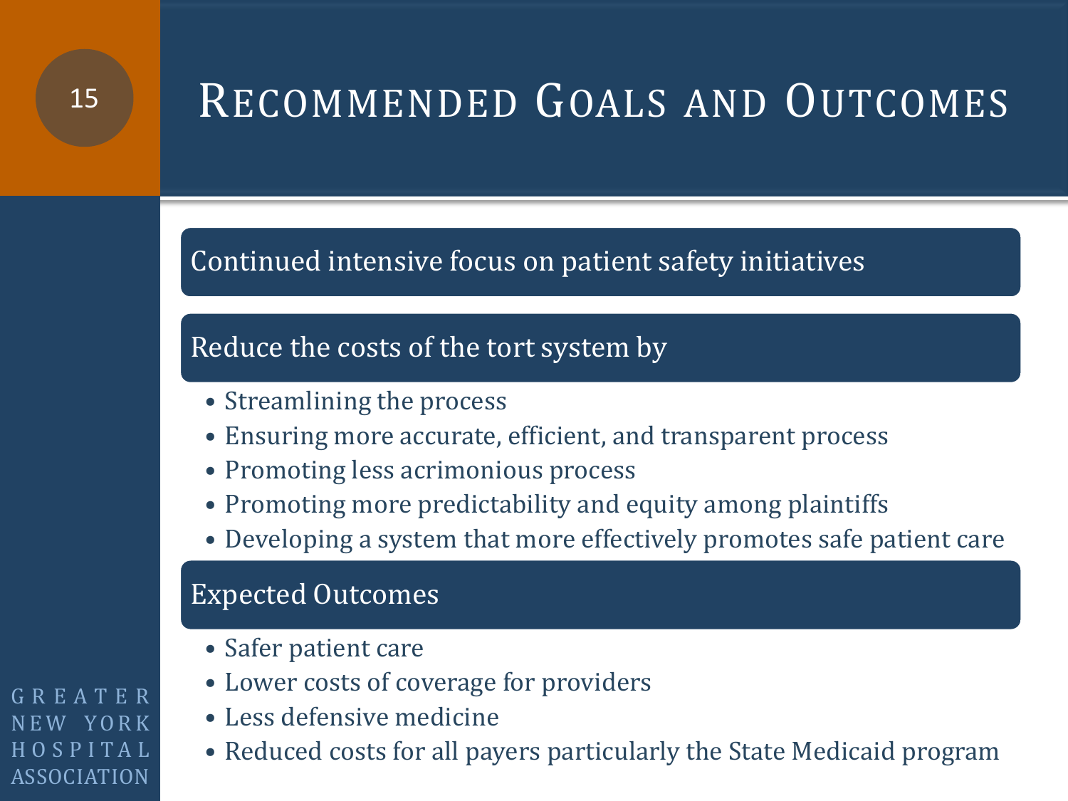# Recommended Goals and Outcomes

## Continued intensive focus on patient safety initiatives

## Reduce the costs of the tort system by

- Streamlining the process
- Ensuring more accurate, efficient, and transparent process
- Promoting less acrimonious process
- Promoting more predictability and equity among plaintiffs
- Developing a system that more effectively promotes safe patient care

## Expected Outcomes

- Safer patient care
- Lower costs of coverage for providers
- Less defensive medicine
- Reduced costs for all payers particularly the State Medicaid program